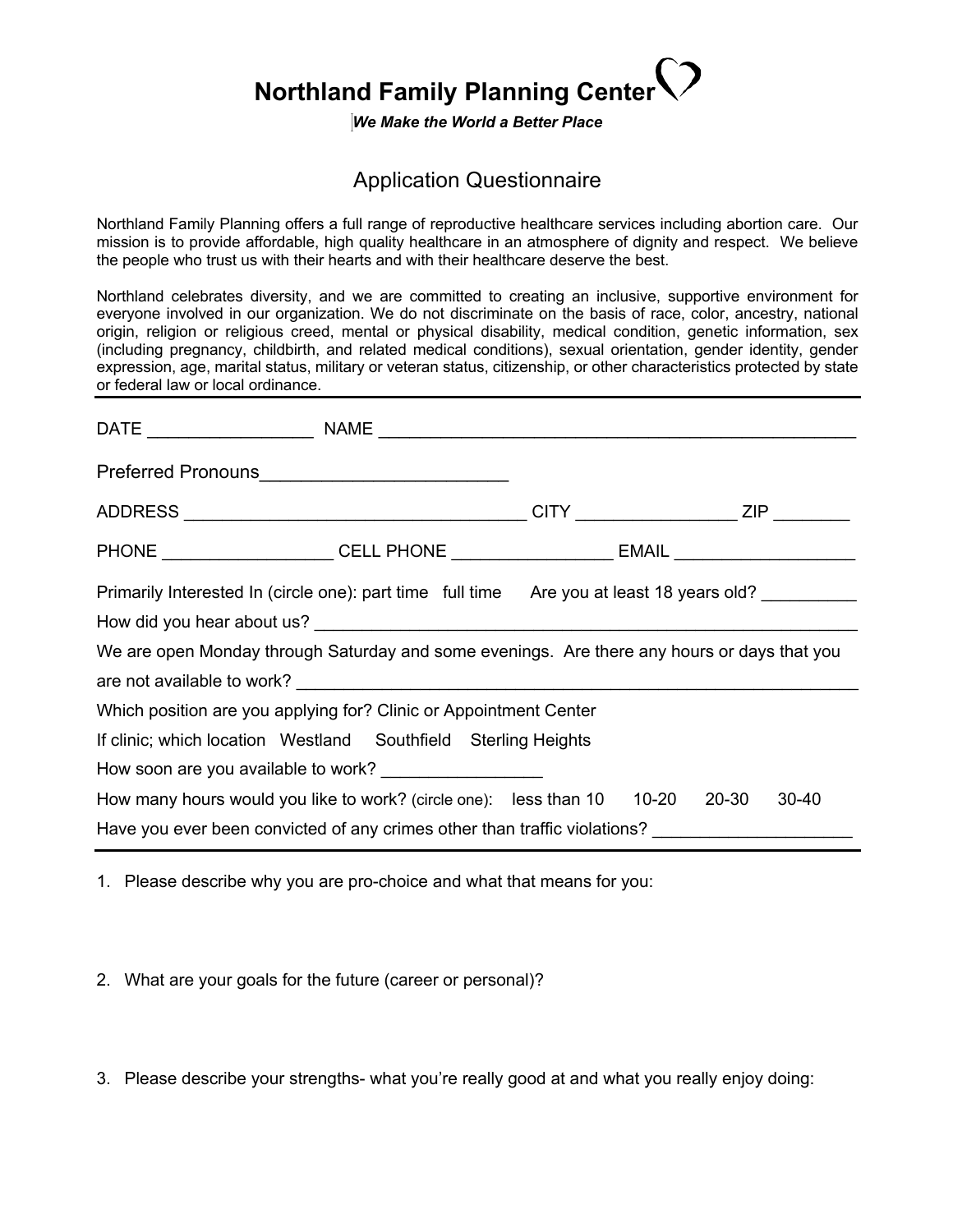# Northland Family Planning Center

***We Make the World a Better Place***

## Application Questionnaire

Northland Family Planning offers a full range of reproductive healthcare services including abortion care. Our mission is to provide affordable, high quality healthcare in an atmosphere of dignity and respect. We believe the people who trust us with their hearts and with their healthcare deserve the best.

Northland celebrates diversity, and we are committed to creating an inclusive, supportive environment for everyone involved in our organization. We do not discriminate on the basis of race, color, ancestry, national origin, religion or religious creed, mental or physical disability, medical condition, genetic information, sex (including pregnancy, childbirth, and related medical conditions), sexual orientation, gender identity, gender expression, age, marital status, military or veteran status, citizenship, or other characteristics protected by state or federal law or local ordinance.

---

DATE _________________ NAME ___________________________________________________

Preferred Pronouns________________________

ADDRESS ____________________________________ CITY ________________ ZIP ________

PHONE _________________ CELL PHONE ________________ EMAIL __________________

Primarily Interested In (circle one): part time full time Are you at least 18 years old? __________

How did you hear about us? ____________________________________________________________

We are open Monday through Saturday and some evenings. Are there any hours or days that you are not available to work? ____________________________________________________________

Which position are you applying for? Clinic or Appointment Center

If clinic; which location Westland Southfield Sterling Heights

How soon are you available to work? ________________

How many hours would you like to work? (circle one): less than 10 10-20 20-30 30-40

Have you ever been convicted of any crimes other than traffic violations? ____________________

---

1. Please describe why you are pro-choice and what that means for you:

2. What are your goals for the future (career or personal)?

3. Please describe your strengths- what you're really good at and what you really enjoy doing: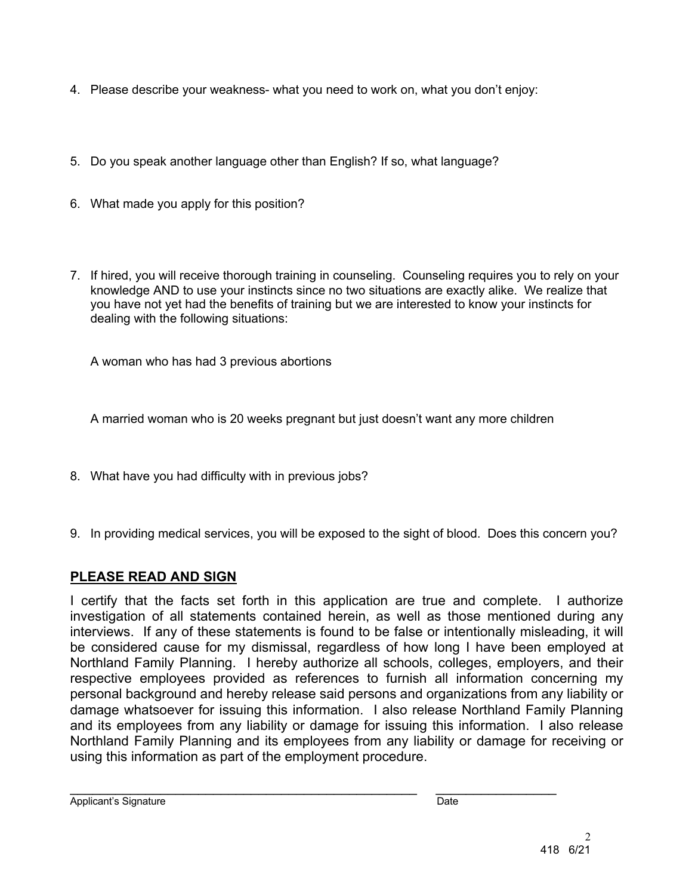4. Please describe your weakness- what you need to work on, what you don't enjoy:

5. Do you speak another language other than English? If so, what language?

6. What made you apply for this position?

7. If hired, you will receive thorough training in counseling. Counseling requires you to rely on your knowledge AND to use your instincts since no two situations are exactly alike. We realize that you have not yet had the benefits of training but we are interested to know your instincts for dealing with the following situations:

   A woman who has had 3 previous abortions

   A married woman who is 20 weeks pregnant but just doesn't want any more children

8. What have you had difficulty with in previous jobs?

9. In providing medical services, you will be exposed to the sight of blood. Does this concern you?

## PLEASE READ AND SIGN

I certify that the facts set forth in this application are true and complete. I authorize investigation of all statements contained herein, as well as those mentioned during any interviews. If any of these statements is found to be false or intentionally misleading, it will be considered cause for my dismissal, regardless of how long I have been employed at Northland Family Planning. I hereby authorize all schools, colleges, employers, and their respective employees provided as references to furnish all information concerning my personal background and hereby release said persons and organizations from any liability or damage whatsoever for issuing this information. I also release Northland Family Planning and its employees from any liability or damage for issuing this information. I also release Northland Family Planning and its employees from any liability or damage for receiving or using this information as part of the employment procedure.

\_\_\_\_\_\_\_\_\_\_\_\_\_\_\_\_\_\_\_\_\_\_\_\_\_\_\_\_\_\_\_\_\_\_\_\_\_\_\_\_ \_\_\_\_\_\_\_\_\_\_\_\_\_\_\_\_\_\_\_\_
Applicant's Signature Date

418 6/21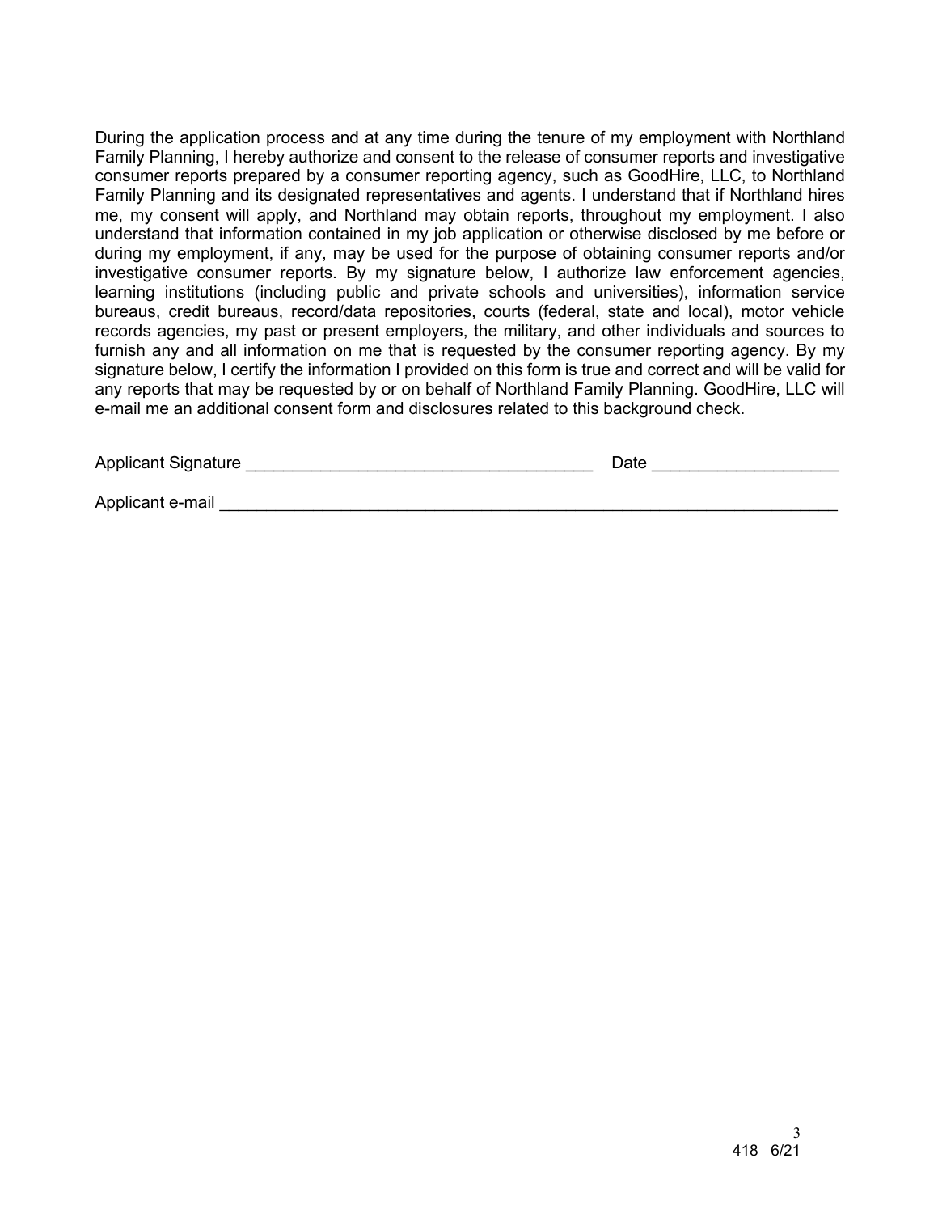During the application process and at any time during the tenure of my employment with Northland Family Planning, I hereby authorize and consent to the release of consumer reports and investigative consumer reports prepared by a consumer reporting agency, such as GoodHire, LLC, to Northland Family Planning and its designated representatives and agents. I understand that if Northland hires me, my consent will apply, and Northland may obtain reports, throughout my employment. I also understand that information contained in my job application or otherwise disclosed by me before or during my employment, if any, may be used for the purpose of obtaining consumer reports and/or investigative consumer reports. By my signature below, I authorize law enforcement agencies, learning institutions (including public and private schools and universities), information service bureaus, credit bureaus, record/data repositories, courts (federal, state and local), motor vehicle records agencies, my past or present employers, the military, and other individuals and sources to furnish any and all information on me that is requested by the consumer reporting agency. By my signature below, I certify the information I provided on this form is true and correct and will be valid for any reports that may be requested by or on behalf of Northland Family Planning. GoodHire, LLC will e-mail me an additional consent form and disclosures related to this background check.

Applicant Signature _____________________________________ Date ___________________

Applicant e-mail ______________________________________________________________________

418 6/21